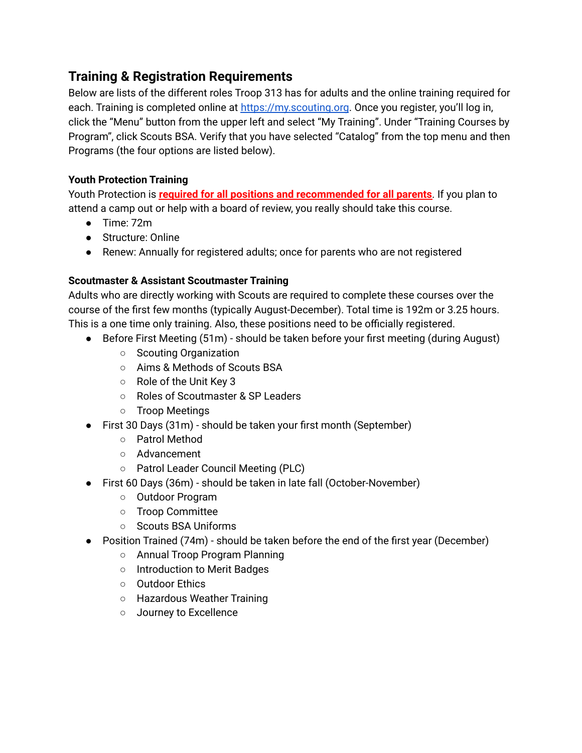## Training & Registration Requirements

Below are lists of the different roles Troop 313 has for adults and the online training required for each. Training is completed online at [https://my.scouting.org](https://my.scouting.org). Once you register, you'll log in, click the "Menu" button from the upper left and select "My Training". Under "Training Courses by Program", click Scouts BSA. Verify that you have selected "Catalog" from the top menu and then Programs (the four options are listed below).

### Youth Protection Training

Youth Protection is **required for all positions and recommended for all parents**. If you plan to attend a camp out or help with a board of review, you really should take this course.

- Time: 72m
- Structure: Online
- Renew: Annually for registered adults; once for parents who are not registered

### Scoutmaster & Assistant Scoutmaster Training

Adults who are directly working with Scouts are required to complete these courses over the course of the first few months (typically August-December). Total time is 192m or 3.25 hours. This is a one time only training. Also, these positions need to be officially registered.

- Before First Meeting (51m) - should be taken before your first meeting (during August)
  - Scouting Organization
  - Aims & Methods of Scouts BSA
  - Role of the Unit Key 3
  - Roles of Scoutmaster & SP Leaders
  - Troop Meetings
- First 30 Days (31m) - should be taken your first month (September)
  - Patrol Method
  - Advancement
  - Patrol Leader Council Meeting (PLC)
- First 60 Days (36m) - should be taken in late fall (October-November)
  - Outdoor Program
  - Troop Committee
  - Scouts BSA Uniforms
- Position Trained (74m) - should be taken before the end of the first year (December)
  - Annual Troop Program Planning
  - Introduction to Merit Badges
  - Outdoor Ethics
  - Hazardous Weather Training
  - Journey to Excellence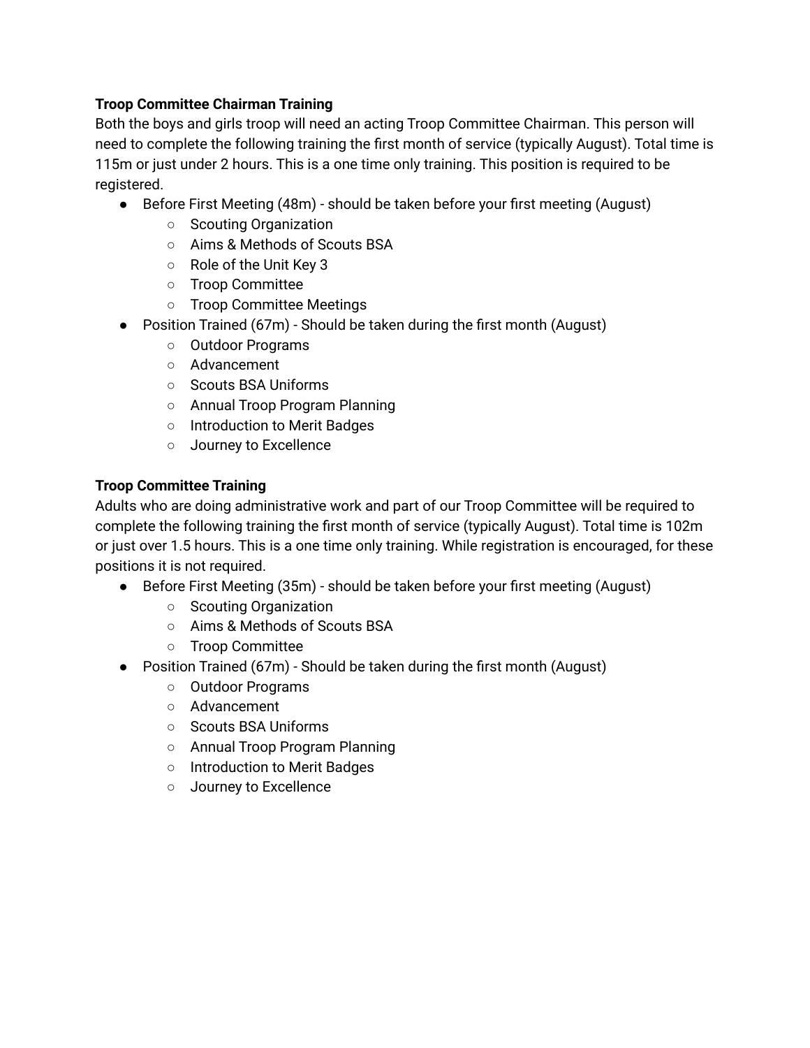**Troop Committee Chairman Training**

Both the boys and girls troop will need an acting Troop Committee Chairman. This person will need to complete the following training the first month of service (typically August). Total time is 115m or just under 2 hours. This is a one time only training. This position is required to be registered.

- Before First Meeting (48m) - should be taken before your first meeting (August)
  - Scouting Organization
  - Aims & Methods of Scouts BSA
  - Role of the Unit Key 3
  - Troop Committee
  - Troop Committee Meetings
- Position Trained (67m) - Should be taken during the first month (August)
  - Outdoor Programs
  - Advancement
  - Scouts BSA Uniforms
  - Annual Troop Program Planning
  - Introduction to Merit Badges
  - Journey to Excellence

**Troop Committee Training**

Adults who are doing administrative work and part of our Troop Committee will be required to complete the following training the first month of service (typically August). Total time is 102m or just over 1.5 hours. This is a one time only training. While registration is encouraged, for these positions it is not required.

- Before First Meeting (35m) - should be taken before your first meeting (August)
  - Scouting Organization
  - Aims & Methods of Scouts BSA
  - Troop Committee
- Position Trained (67m) - Should be taken during the first month (August)
  - Outdoor Programs
  - Advancement
  - Scouts BSA Uniforms
  - Annual Troop Program Planning
  - Introduction to Merit Badges
  - Journey to Excellence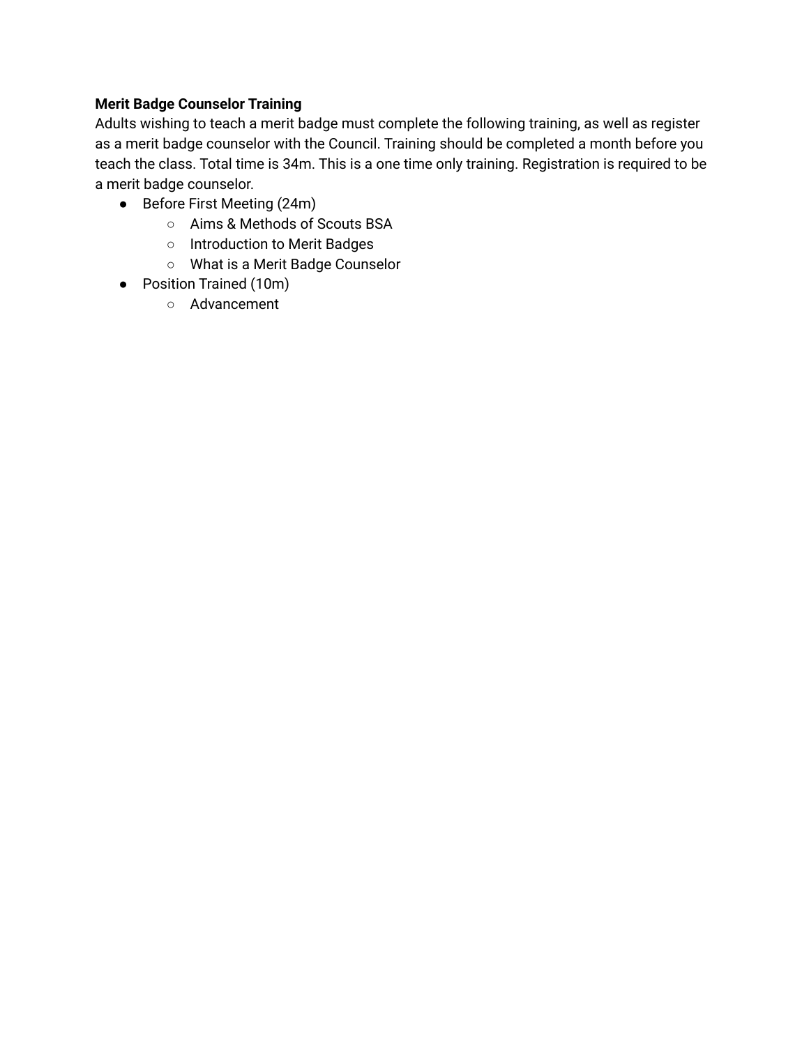**Merit Badge Counselor Training**

Adults wishing to teach a merit badge must complete the following training, as well as register as a merit badge counselor with the Council. Training should be completed a month before you teach the class. Total time is 34m. This is a one time only training. Registration is required to be a merit badge counselor.

- Before First Meeting (24m)
  - Aims & Methods of Scouts BSA
  - Introduction to Merit Badges
  - What is a Merit Badge Counselor
- Position Trained (10m)
  - Advancement